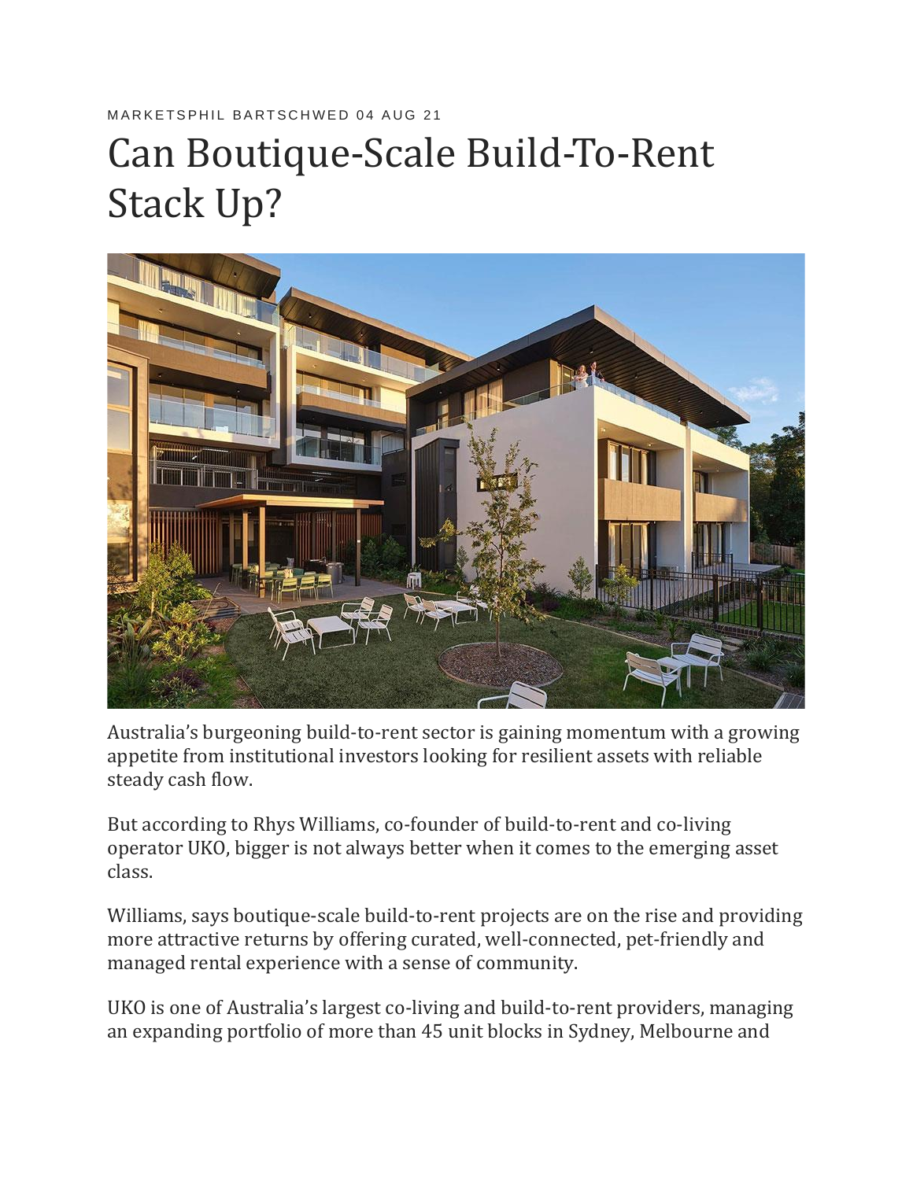MARKETSPHIL BARTSCHWED 04 AUG 21

# Can Boutique-Scale Build-To-Rent Stack Up?

Australia's burgeoning build-to-rent sector is gaining momentum with a growing appetite from institutional investors looking for resilient assets with reliable steady cash flow.

But according to Rhys Williams, co-founder of build-to-rent and co-living operator UKO, bigger is not always better when it comes to the emerging asset class.

Williams, says boutique-scale build-to-rent projects are on the rise and providing more attractive returns by offering curated, well-connected, pet-friendly and managed rental experience with a sense of community.

UKO is one of Australia's largest co-living and build-to-rent providers, managing an expanding portfolio of more than 45 unit blocks in Sydney, Melbourne and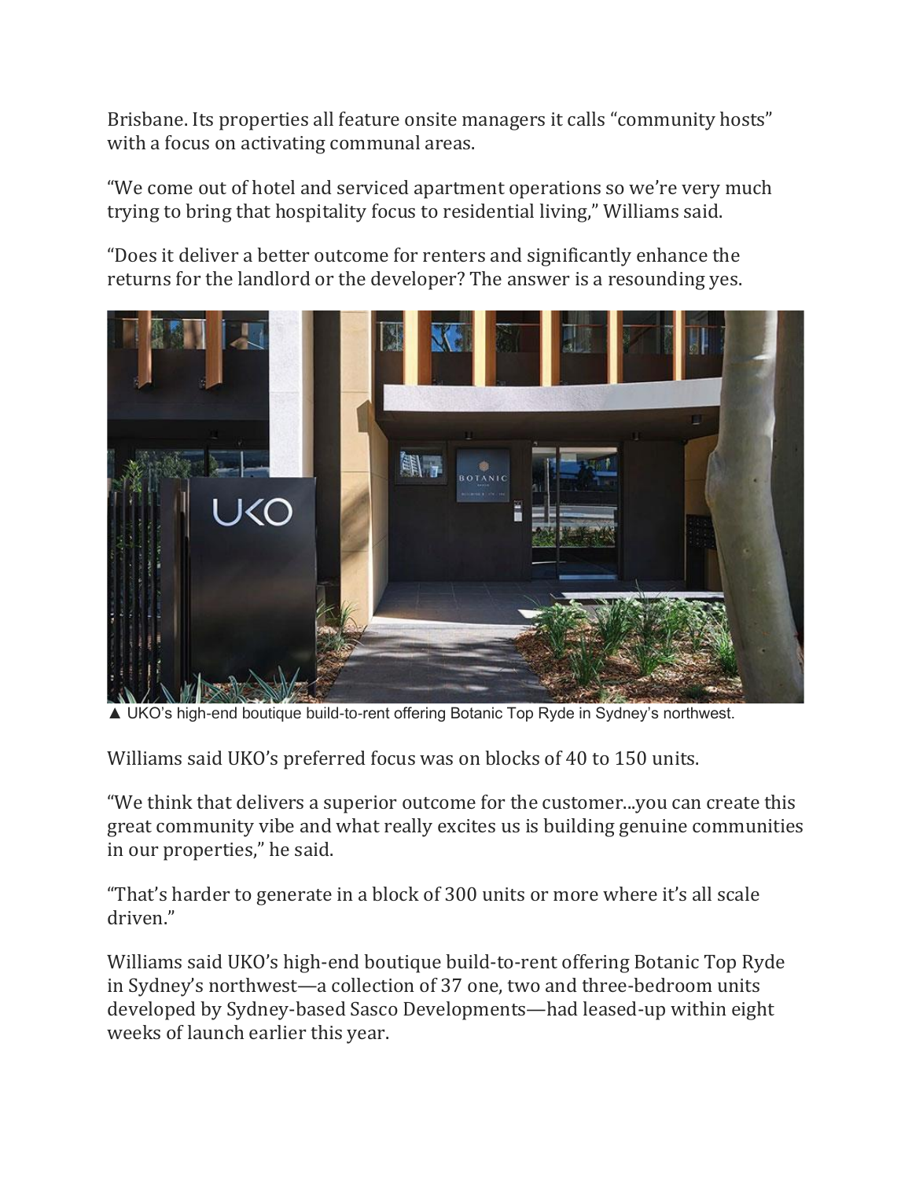Brisbane. Its properties all feature onsite managers it calls "community hosts" with a focus on activating communal areas.

"We come out of hotel and serviced apartment operations so we're very much trying to bring that hospitality focus to residential living," Williams said.

"Does it deliver a better outcome for renters and significantly enhance the returns for the landlord or the developer? The answer is a resounding yes.

▲ UKO's high-end boutique build-to-rent offering Botanic Top Ryde in Sydney's northwest.

Williams said UKO's preferred focus was on blocks of 40 to 150 units.

"We think that delivers a superior outcome for the customer...you can create this great community vibe and what really excites us is building genuine communities in our properties," he said.

"That's harder to generate in a block of 300 units or more where it's all scale driven."

Williams said UKO's high-end boutique build-to-rent offering Botanic Top Ryde in Sydney's northwest—a collection of 37 one, two and three-bedroom units developed by Sydney-based Sasco Developments—had leased-up within eight weeks of launch earlier this year.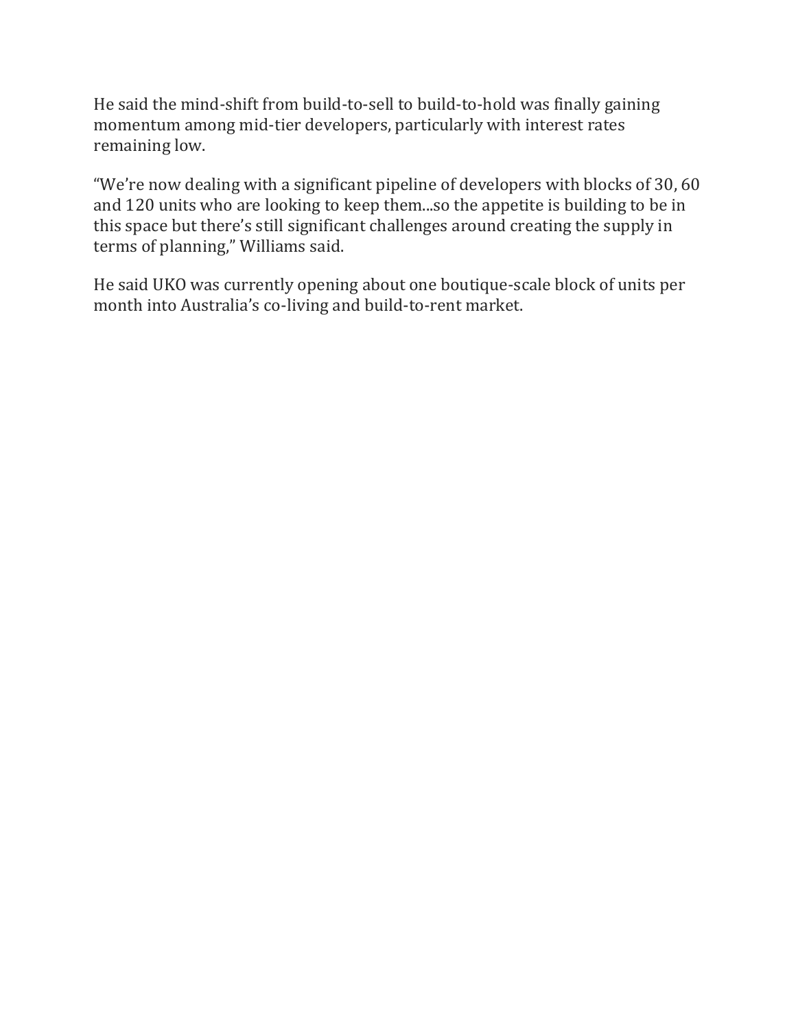He said the mind-shift from build-to-sell to build-to-hold was finally gaining momentum among mid-tier developers, particularly with interest rates remaining low.

“We’re now dealing with a significant pipeline of developers with blocks of 30, 60 and 120 units who are looking to keep them...so the appetite is building to be in this space but there’s still significant challenges around creating the supply in terms of planning,” Williams said.

He said UKO was currently opening about one boutique-scale block of units per month into Australia’s co-living and build-to-rent market.